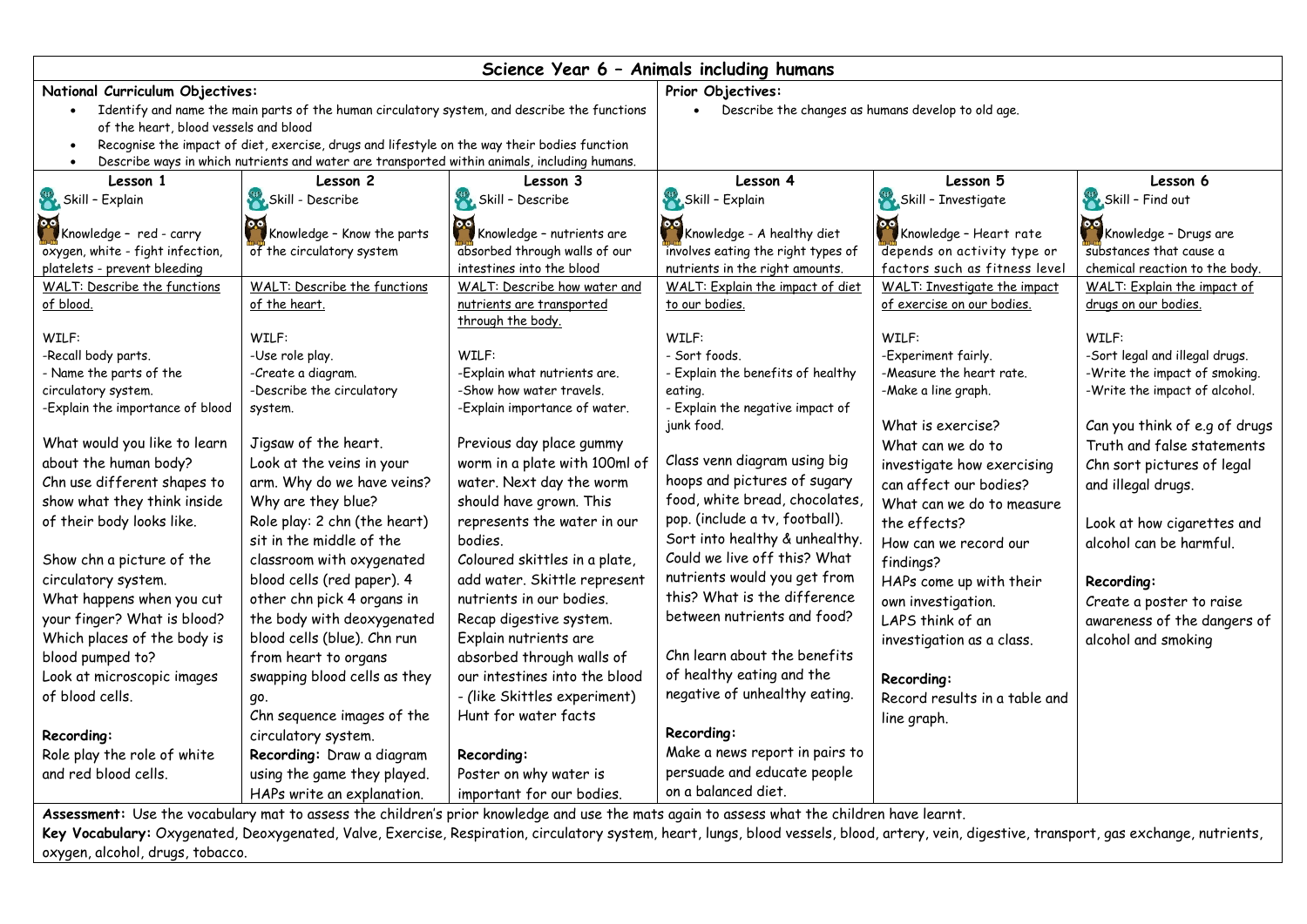# Science Year 6 – Animals including humans

**National Curriculum Objectives:**

- Identify and name the main parts of the human circulatory system, and describe the functions of the heart, blood vessels and blood
- Recognise the impact of diet, exercise, drugs and lifestyle on the way their bodies function
- Describe ways in which nutrients and water are transported within animals, including humans.

**Prior Objectives:**

- Describe the changes as humans develop to old age.

| Lesson 1 | Lesson 2 | Lesson 3 | Lesson 4 | Lesson 5 | Lesson 6 |
|---|---|---|---|---|---|
| Skill – Explain<br><br>Knowledge – red - carry oxygen, white - fight infection, platelets - prevent bleeding | Skill - Describe<br><br>Knowledge – Know the parts of the circulatory system | Skill – Describe<br><br>Knowledge – nutrients are absorbed through walls of our intestines into the blood | Skill – Explain<br><br>Knowledge - A healthy diet involves eating the right types of nutrients in the right amounts. | Skill – Investigate<br><br>Knowledge – Heart rate depends on activity type or factors such as fitness level | Skill – Find out<br><br>Knowledge – Drugs are substances that cause a chemical reaction to the body. |
| WALT: Describe the functions of blood.<br><br>WILF:<br>-Recall body parts.<br>- Name the parts of the circulatory system.<br>-Explain the importance of blood<br><br>What would you like to learn about the human body?<br>Chn use different shapes to show what they think inside of their body looks like.<br><br>Show chn a picture of the circulatory system.<br>What happens when you cut your finger? What is blood?<br>Which places of the body is blood pumped to?<br>Look at microscopic images of blood cells.<br><br>**Recording:**<br>Role play the role of white and red blood cells. | WALT: Describe the functions of the heart.<br><br>WILF:<br>-Use role play.<br>-Create a diagram.<br>-Describe the circulatory system.<br><br>Jigsaw of the heart.<br>Look at the veins in your arm. Why do we have veins? Why are they blue?<br>Role play: 2 chn (the heart) sit in the middle of the classroom with oxygenated blood cells (red paper). 4 other chn pick 4 organs in the body with deoxygenated blood cells (blue). Chn run from heart to organs swapping blood cells as they go.<br>Chn sequence images of the circulatory system.<br>**Recording:** Draw a diagram using the game they played.<br>HAPs write an explanation. | WALT: Describe how water and nutrients are transported through the body.<br><br>WILF:<br>-Explain what nutrients are.<br>-Show how water travels.<br>-Explain importance of water.<br><br>Previous day place gummy worm in a plate with 100ml of water. Next day the worm should have grown. This represents the water in our bodies.<br>Coloured skittles in a plate, add water. Skittle represent nutrients in our bodies.<br>Recap digestive system.<br>Explain nutrients are absorbed through walls of our intestines into the blood - (like Skittles experiment)<br>Hunt for water facts<br><br>**Recording:**<br>Poster on why water is important for our bodies. | WALT: Explain the impact of diet to our bodies.<br><br>WILF:<br>- Sort foods.<br>- Explain the benefits of healthy eating.<br>- Explain the negative impact of junk food.<br><br>Class venn diagram using big hoops and pictures of sugary food, white bread, chocolates, pop. (include a tv, football).<br>Sort into healthy & unhealthy.<br>Could we live off this? What nutrients would you get from this? What is the difference between nutrients and food?<br><br>Chn learn about the benefits of healthy eating and the negative of unhealthy eating.<br><br>**Recording:**<br>Make a news report in pairs to persuade and educate people on a balanced diet. | WALT: Investigate the impact of exercise on our bodies.<br><br>WILF:<br>-Experiment fairly.<br>-Measure the heart rate.<br>-Make a line graph.<br><br>What is exercise?<br>What can we do to investigate how exercising can affect our bodies?<br>What can we do to measure the effects?<br>How can we record our findings?<br>HAPs come up with their own investigation.<br>LAPS think of an investigation as a class.<br><br>**Recording:**<br>Record results in a table and line graph. | WALT: Explain the impact of drugs on our bodies.<br><br>WILF:<br>-Sort legal and illegal drugs.<br>-Write the impact of smoking.<br>-Write the impact of alcohol.<br><br>Can you think of e.g of drugs<br>Truth and false statements<br>Chn sort pictures of legal and illegal drugs.<br><br>Look at how cigarettes and alcohol can be harmful.<br><br>**Recording:**<br>Create a poster to raise awareness of the dangers of alcohol and smoking |

**Assessment:** Use the vocabulary mat to assess the children's prior knowledge and use the mats again to assess what the children have learnt.

**Key Vocabulary:** Oxygenated, Deoxygenated, Valve, Exercise, Respiration, circulatory system, heart, lungs, blood vessels, blood, artery, vein, digestive, transport, gas exchange, nutrients, oxygen, alcohol, drugs, tobacco.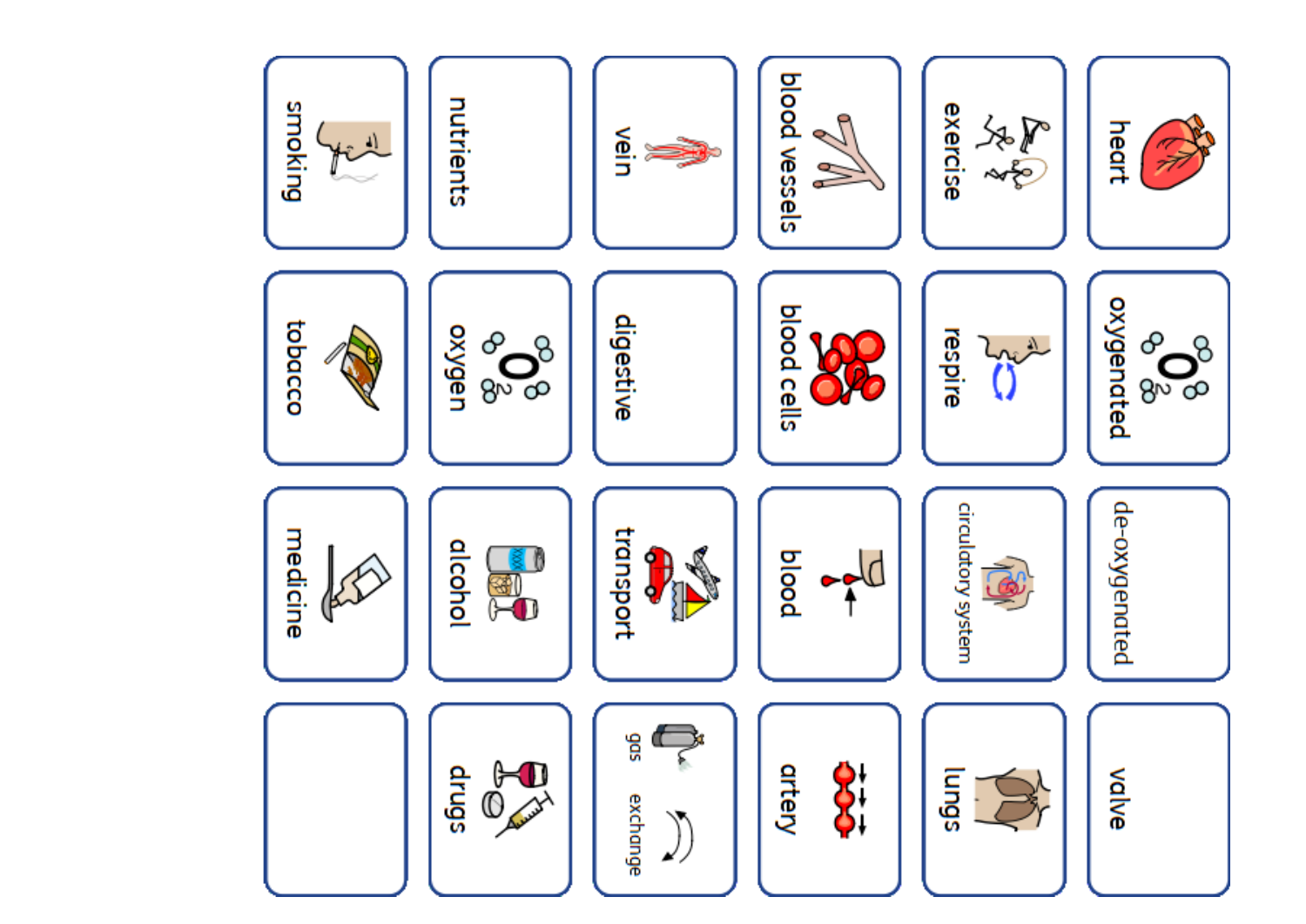| heart | oxygenated | de-oxygenated | valve |
|---|---|---|---|
| exercise | respire | circulatory system | lungs |
| blood vessels | blood cells | blood | artery |
| vein | digestive | transport | gas exchange |
| nutrients | oxygen | alcohol | drugs |
| smoking | tobacco | medicine | |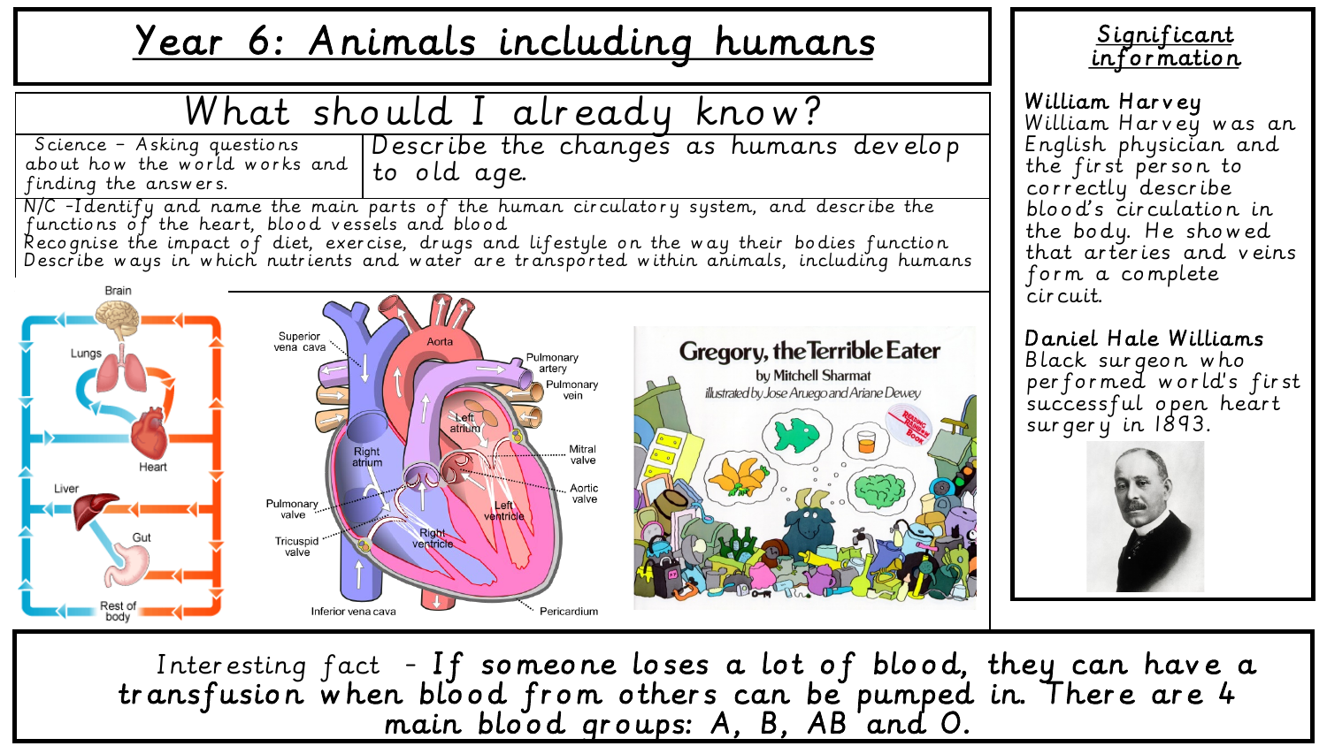# Year 6: Animals including humans

## What should I already know?

| Science – Asking questions about how the world works and finding the answers. | Describe the changes as humans develop to old age. |
| --- | --- |

N/C -Identify and name the main parts of the human circulatory system, and describe the functions of the heart, blood vessels and blood
Recognise the impact of diet, exercise, drugs and lifestyle on the way their bodies function
Describe ways in which nutrients and water are transported within animals, including humans

## Significant information

**William Harvey**
William Harvey was an English physician and the first person to correctly describe blood's circulation in the body. He showed that arteries and veins form a complete circuit.

**Daniel Hale Williams**
Black surgeon who performed world's first successful open heart surgery in 1893.

Interesting fact – **If someone loses a lot of blood, they can have a transfusion when blood from others can be pumped in. There are 4 main blood groups: A, B, AB and O.**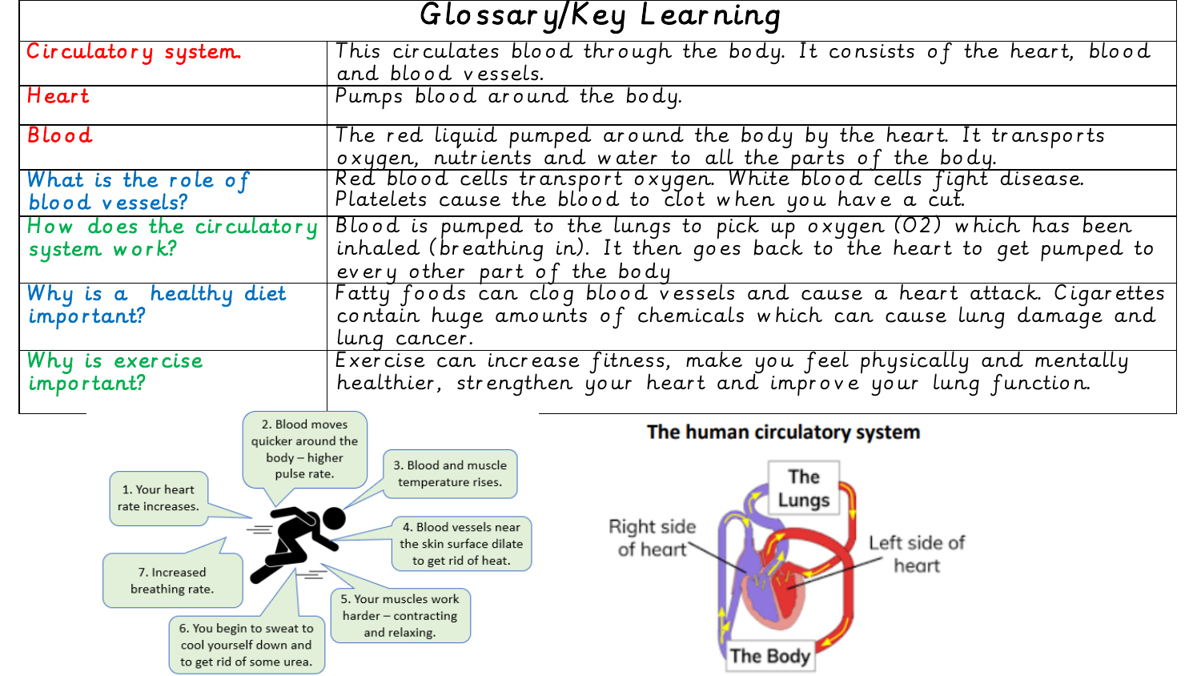| Glossary/Key Learning | |
|---|---|
| Circulatory system. | This circulates blood through the body. It consists of the heart, blood and blood vessels. |
| Heart | Pumps blood around the body. |
| Blood | The red liquid pumped around the body by the heart. It transports oxygen, nutrients and water to all the parts of the body. |
| What is the role of blood vessels? | Red blood cells transport oxygen. White blood cells fight disease. Platelets cause the blood to clot when you have a cut. |
| How does the circulatory system work? | Blood is pumped to the lungs to pick up oxygen (O2) which has been inhaled (breathing in). It then goes back to the heart to get pumped to every other part of the body |
| Why is a healthy diet important? | Fatty foods can clog blood vessels and cause a heart attack. Cigarettes contain huge amounts of chemicals which can cause lung damage and lung cancer. |
| Why is exercise important? | Exercise can increase fitness, make you feel physically and mentally healthier, strengthen your heart and improve your lung function. |

1. Your heart rate increases.

2. Blood moves quicker around the body – higher pulse rate.

3. Blood and muscle temperature rises.

4. Blood vessels near the skin surface dilate to get rid of heat.

5. Your muscles work harder – contracting and relaxing.

6. You begin to sweat to cool yourself down and to get rid of some urea.

7. Increased breathing rate.

**The human circulatory system**

The Lungs

Right side of heart

Left side of heart

The Body